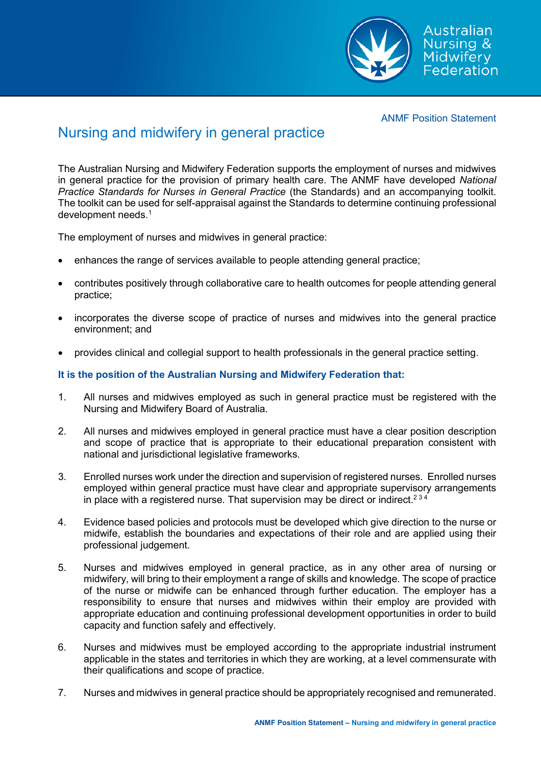ANMF Position Statement

# Nursing and midwifery in general practice

The Australian Nursing and Midwifery Federation supports the employment of nurses and midwives in general practice for the provision of primary health care. The ANMF have developed *National Practice Standards for Nurses in General Practice* (the Standards) and an accompanying toolkit. The toolkit can be used for self-appraisal against the Standards to determine continuing professional development needs.[1]

The employment of nurses and midwives in general practice:

- enhances the range of services available to people attending general practice;
- contributes positively through collaborative care to health outcomes for people attending general practice;
- incorporates the diverse scope of practice of nurses and midwives into the general practice environment; and
- provides clinical and collegial support to health professionals in the general practice setting.

**It is the position of the Australian Nursing and Midwifery Federation that:**

1. All nurses and midwives employed as such in general practice must be registered with the Nursing and Midwifery Board of Australia.

2. All nurses and midwives employed in general practice must have a clear position description and scope of practice that is appropriate to their educational preparation consistent with national and jurisdictional legislative frameworks.

3. Enrolled nurses work under the direction and supervision of registered nurses. Enrolled nurses employed within general practice must have clear and appropriate supervisory arrangements in place with a registered nurse. That supervision may be direct or indirect.[2 3 4]

4. Evidence based policies and protocols must be developed which give direction to the nurse or midwife, establish the boundaries and expectations of their role and are applied using their professional judgement.

5. Nurses and midwives employed in general practice, as in any other area of nursing or midwifery, will bring to their employment a range of skills and knowledge. The scope of practice of the nurse or midwife can be enhanced through further education. The employer has a responsibility to ensure that nurses and midwives within their employ are provided with appropriate education and continuing professional development opportunities in order to build capacity and function safely and effectively.

6. Nurses and midwives must be employed according to the appropriate industrial instrument applicable in the states and territories in which they are working, at a level commensurate with their qualifications and scope of practice.

7. Nurses and midwives in general practice should be appropriately recognised and remunerated.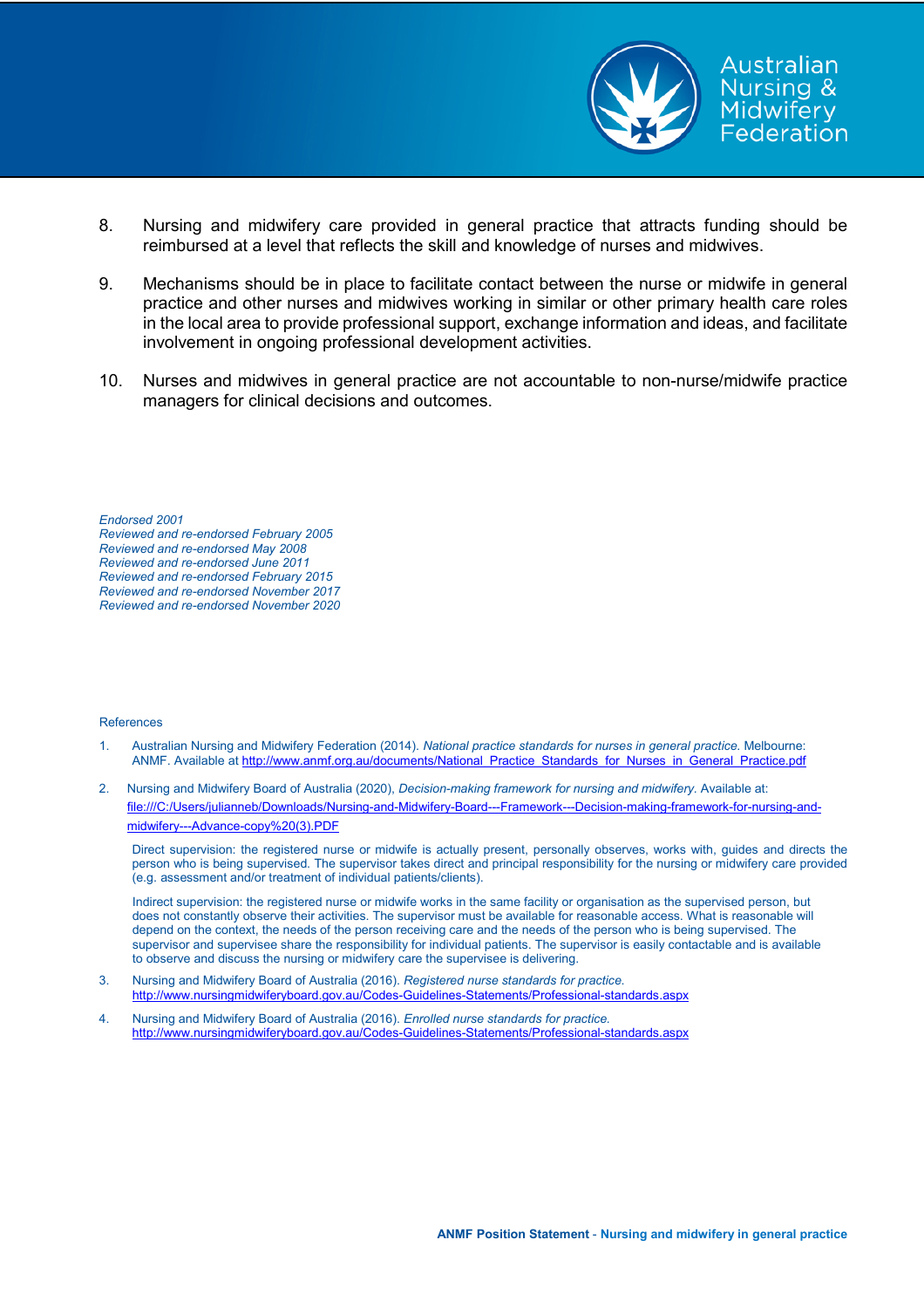8. Nursing and midwifery care provided in general practice that attracts funding should be reimbursed at a level that reflects the skill and knowledge of nurses and midwives.

9. Mechanisms should be in place to facilitate contact between the nurse or midwife in general practice and other nurses and midwives working in similar or other primary health care roles in the local area to provide professional support, exchange information and ideas, and facilitate involvement in ongoing professional development activities.

10. Nurses and midwives in general practice are not accountable to non-nurse/midwife practice managers for clinical decisions and outcomes.

*Endorsed 2001*
*Reviewed and re-endorsed February 2005*
*Reviewed and re-endorsed May 2008*
*Reviewed and re-endorsed June 2011*
*Reviewed and re-endorsed February 2015*
*Reviewed and re-endorsed November 2017*
*Reviewed and re-endorsed November 2020*

References

1. Australian Nursing and Midwifery Federation (2014). *National practice standards for nurses in general practice.* Melbourne: ANMF. Available at http://www.anmf.org.au/documents/National_Practice_Standards_for_Nurses_in_General_Practice.pdf

2. Nursing and Midwifery Board of Australia (2020), *Decision-making framework for nursing and midwifery.* Available at: file:///C:/Users/julianneb/Downloads/Nursing-and-Midwifery-Board---Framework---Decision-making-framework-for-nursing-and-midwifery---Advance-copy%20(3).PDF

   Direct supervision: the registered nurse or midwife is actually present, personally observes, works with, guides and directs the person who is being supervised. The supervisor takes direct and principal responsibility for the nursing or midwifery care provided (e.g. assessment and/or treatment of individual patients/clients).

   Indirect supervision: the registered nurse or midwife works in the same facility or organisation as the supervised person, but does not constantly observe their activities. The supervisor must be available for reasonable access. What is reasonable will depend on the context, the needs of the person receiving care and the needs of the person who is being supervised. The supervisor and supervisee share the responsibility for individual patients. The supervisor is easily contactable and is available to observe and discuss the nursing or midwifery care the supervisee is delivering.

3. Nursing and Midwifery Board of Australia (2016). *Registered nurse standards for practice.* http://www.nursingmidwiferyboard.gov.au/Codes-Guidelines-Statements/Professional-standards.aspx

4. Nursing and Midwifery Board of Australia (2016). *Enrolled nurse standards for practice.* http://www.nursingmidwiferyboard.gov.au/Codes-Guidelines-Statements/Professional-standards.aspx